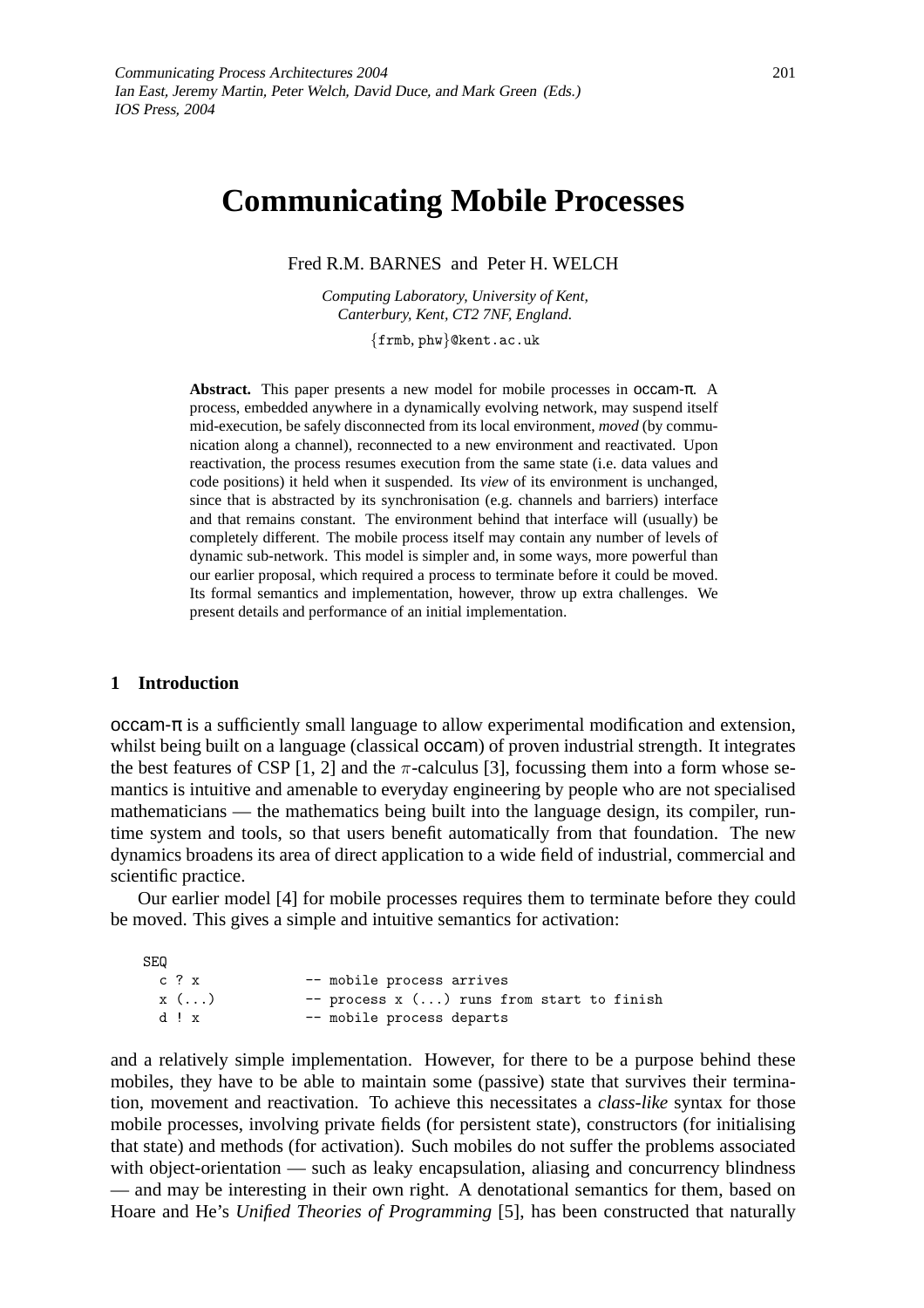# Communicating Mobile Processes

Fred R.M. BARNES and Peter H. WELCH

*Computing Laboratory, University of Kent, Canterbury, Kent, CT2 7NF, England.*

{frmb, phw}@kent.ac.uk

**Abstract.** This paper presents a new model for mobile processes in occam-π. A process, embedded anywhere in a dynamically evolving network, may suspend itself mid-execution, be safely disconnected from its local environment, *moved* (by communication along a channel), reconnected to a new environment and reactivated. Upon reactivation, the process resumes execution from the same state (i.e. data values and code positions) it held when it suspended. Its *view* of its environment is unchanged, since that is abstracted by its synchronisation (e.g. channels and barriers) interface and that remains constant. The environment behind that interface will (usually) be completely different. The mobile process itself may contain any number of levels of dynamic sub-network. This model is simpler and, in some ways, more powerful than our earlier proposal, which required a process to terminate before it could be moved. Its formal semantics and implementation, however, throw up extra challenges. We present details and performance of an initial implementation.

## 1 Introduction

occam-π is a sufficiently small language to allow experimental modification and extension, whilst being built on a language (classical occam) of proven industrial strength. It integrates the best features of CSP [1, 2] and the $\pi$-calculus [3], focussing them into a form whose semantics is intuitive and amenable to everyday engineering by people who are not specialised mathematicians — the mathematics being built into the language design, its compiler, run-time system and tools, so that users benefit automatically from that foundation. The new dynamics broadens its area of direct application to a wide field of industrial, commercial and scientific practice.

Our earlier model [4] for mobile processes requires them to terminate before they could be moved. This gives a simple and intuitive semantics for activation:

```
SEQ
  c ? x           -- mobile process arrives
  x (...)         -- process x (...) runs from start to finish
  d ! x           -- mobile process departs
```

and a relatively simple implementation. However, for there to be a purpose behind these mobiles, they have to be able to maintain some (passive) state that survives their termination, movement and reactivation. To achieve this necessitates a *class-like* syntax for those mobile processes, involving private fields (for persistent state), constructors (for initialising that state) and methods (for activation). Such mobiles do not suffer the problems associated with object-orientation — such as leaky encapsulation, aliasing and concurrency blindness — and may be interesting in their own right. A denotational semantics for them, based on Hoare and He's *Unified Theories of Programming* [5], has been constructed that naturally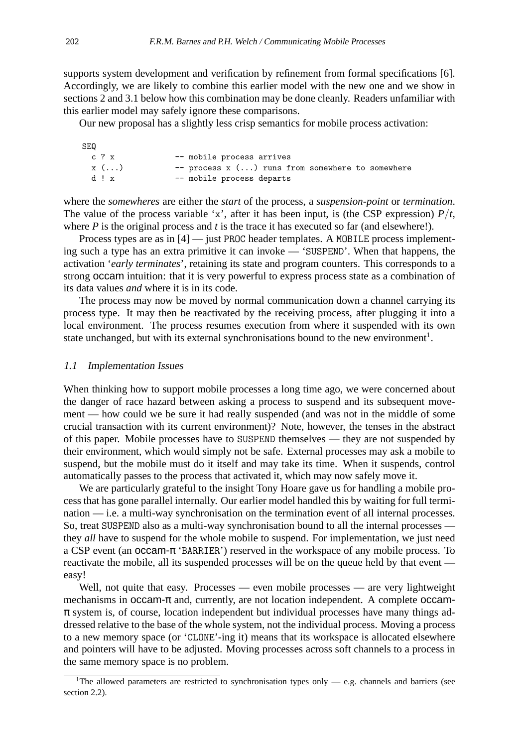supports system development and verification by refinement from formal specifications [6]. Accordingly, we are likely to combine this earlier model with the new one and we show in sections 2 and 3.1 below how this combination may be done cleanly. Readers unfamiliar with this earlier model may safely ignore these comparisons.

Our new proposal has a slightly less crisp semantics for mobile process activation:

```
SEQ
  c ? x          -- mobile process arrives
  x (...)        -- process x (...) runs from somewhere to somewhere
  d ! x          -- mobile process departs
```

where the *somewheres* are either the *start* of the process, a *suspension-point* or *termination*. The value of the process variable 'x', after it has been input, is (the CSP expression) $P/t$, where $P$ is the original process and $t$ is the trace it has executed so far (and elsewhere!).

Process types are as in [4] — just PROC header templates. A MOBILE process implementing such a type has an extra primitive it can invoke — 'SUSPEND'. When that happens, the activation '*early terminates*', retaining its state and program counters. This corresponds to a strong occam intuition: that it is very powerful to express process state as a combination of its data values *and* where it is in its code.

The process may now be moved by normal communication down a channel carrying its process type. It may then be reactivated by the receiving process, after plugging it into a local environment. The process resumes execution from where it suspended with its own state unchanged, but with its external synchronisations bound to the new environment[1].

### 1.1 Implementation Issues

When thinking how to support mobile processes a long time ago, we were concerned about the danger of race hazard between asking a process to suspend and its subsequent movement — how could we be sure it had really suspended (and was not in the middle of some crucial transaction with its current environment)? Note, however, the tenses in the abstract of this paper. Mobile processes have to SUSPEND themselves — they are not suspended by their environment, which would simply not be safe. External processes may ask a mobile to suspend, but the mobile must do it itself and may take its time. When it suspends, control automatically passes to the process that activated it, which may now safely move it.

We are particularly grateful to the insight Tony Hoare gave us for handling a mobile process that has gone parallel internally. Our earlier model handled this by waiting for full termination — i.e. a multi-way synchronisation on the termination event of all internal processes. So, treat SUSPEND also as a multi-way synchronisation bound to all the internal processes — they *all* have to suspend for the whole mobile to suspend. For implementation, we just need a CSP event (an occam-π 'BARRIER') reserved in the workspace of any mobile process. To reactivate the mobile, all its suspended processes will be on the queue held by that event — easy!

Well, not quite that easy. Processes — even mobile processes — are very lightweight mechanisms in occam-π and, currently, are not location independent. A complete occam-π system is, of course, location independent but individual processes have many things addressed relative to the base of the whole system, not the individual process. Moving a process to a new memory space (or 'CLONE'-ing it) means that its workspace is allocated elsewhere and pointers will have to be adjusted. Moving processes across soft channels to a process in the same memory space is no problem.

[1] The allowed parameters are restricted to synchronisation types only — e.g. channels and barriers (see section 2.2).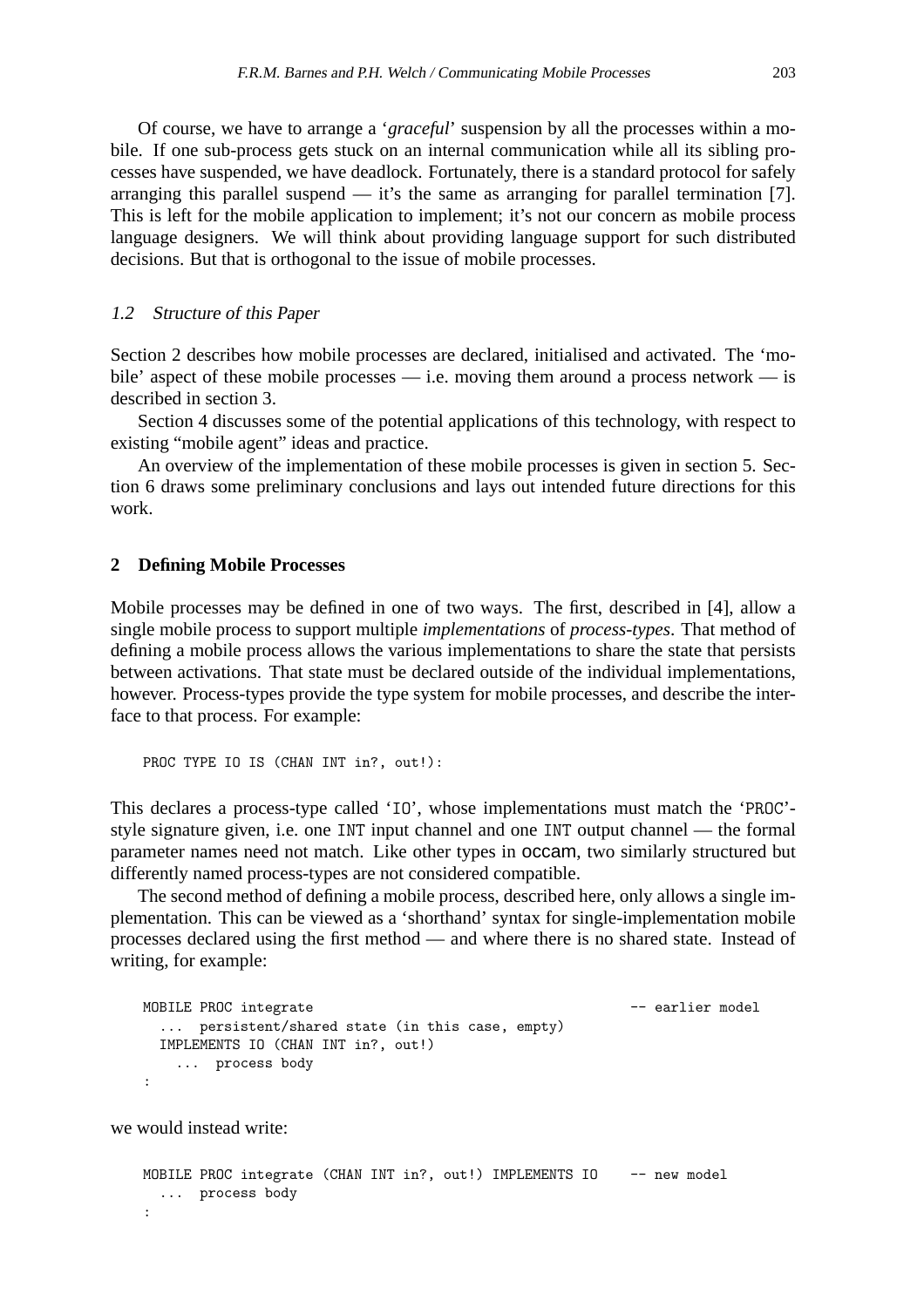Of course, we have to arrange a ‘*graceful*’ suspension by all the processes within a mobile. If one sub-process gets stuck on an internal communication while all its sibling processes have suspended, we have deadlock. Fortunately, there is a standard protocol for safely arranging this parallel suspend — it’s the same as arranging for parallel termination [7]. This is left for the mobile application to implement; it’s not our concern as mobile process language designers. We will think about providing language support for such distributed decisions. But that is orthogonal to the issue of mobile processes.

### 1.2 Structure of this Paper

Section 2 describes how mobile processes are declared, initialised and activated. The ‘mobile’ aspect of these mobile processes — i.e. moving them around a process network — is described in section 3.

Section 4 discusses some of the potential applications of this technology, with respect to existing “mobile agent” ideas and practice.

An overview of the implementation of these mobile processes is given in section 5. Section 6 draws some preliminary conclusions and lays out intended future directions for this work.

## 2 Defining Mobile Processes

Mobile processes may be defined in one of two ways. The first, described in [4], allow a single mobile process to support multiple *implementations* of *process-types*. That method of defining a mobile process allows the various implementations to share the state that persists between activations. That state must be declared outside of the individual implementations, however. Process-types provide the type system for mobile processes, and describe the interface to that process. For example:

```
PROC TYPE IO IS (CHAN INT in?, out!):
```

This declares a process-type called ‘IO’, whose implementations must match the ‘PROC’-style signature given, i.e. one INT input channel and one INT output channel — the formal parameter names need not match. Like other types in occam, two similarly structured but differently named process-types are not considered compatible.

The second method of defining a mobile process, described here, only allows a single implementation. This can be viewed as a ‘shorthand’ syntax for single-implementation mobile processes declared using the first method — and where there is no shared state. Instead of writing, for example:

```
MOBILE PROC integrate                                       -- earlier model
  ...  persistent/shared state (in this case, empty)
  IMPLEMENTS IO (CHAN INT in?, out!)
    ...  process body
:
```

we would instead write:

```
MOBILE PROC integrate (CHAN INT in?, out!) IMPLEMENTS IO    -- new model
  ...  process body
:
```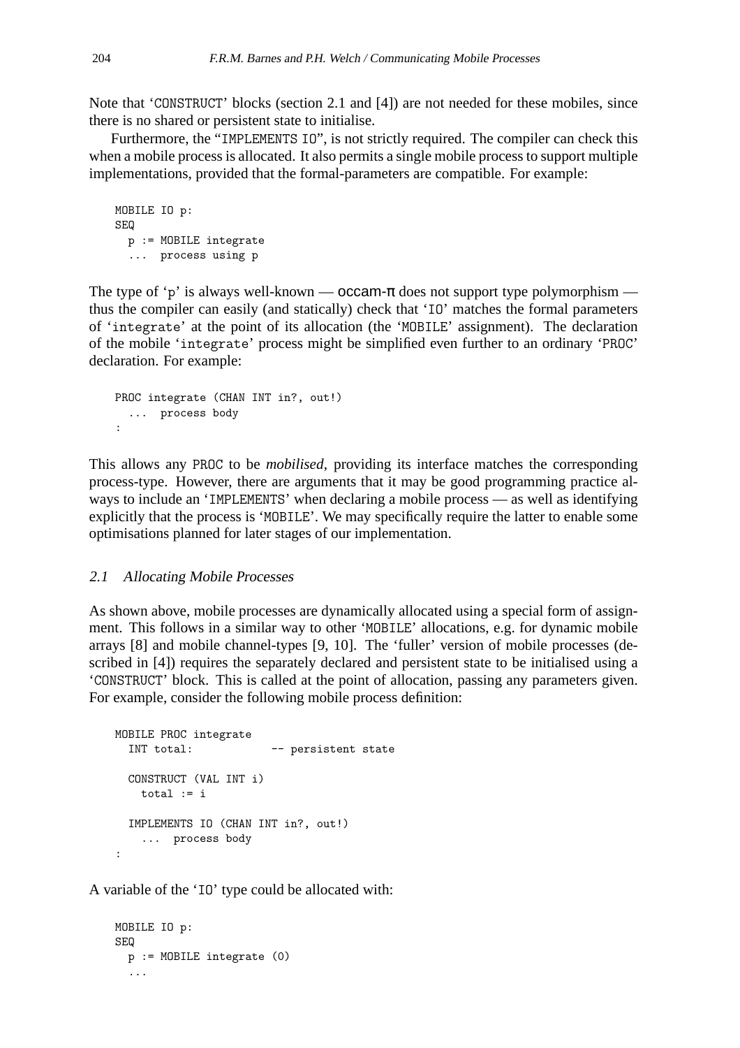Note that 'CONSTRUCT' blocks (section 2.1 and [4]) are not needed for these mobiles, since there is no shared or persistent state to initialise.

Furthermore, the "IMPLEMENTS IO", is not strictly required. The compiler can check this when a mobile process is allocated. It also permits a single mobile process to support multiple implementations, provided that the formal-parameters are compatible. For example:

```
MOBILE IO p:
SEQ
  p := MOBILE integrate
  ...  process using p
```

The type of 'p' is always well-known — occam-π does not support type polymorphism — thus the compiler can easily (and statically) check that 'IO' matches the formal parameters of 'integrate' at the point of its allocation (the 'MOBILE' assignment). The declaration of the mobile 'integrate' process might be simplified even further to an ordinary 'PROC' declaration. For example:

```
PROC integrate (CHAN INT in?, out!)
  ...  process body
:
```

This allows any PROC to be *mobilised*, providing its interface matches the corresponding process-type. However, there are arguments that it may be good programming practice always to include an 'IMPLEMENTS' when declaring a mobile process — as well as identifying explicitly that the process is 'MOBILE'. We may specifically require the latter to enable some optimisations planned for later stages of our implementation.

### *2.1 Allocating Mobile Processes*

As shown above, mobile processes are dynamically allocated using a special form of assignment. This follows in a similar way to other 'MOBILE' allocations, e.g. for dynamic mobile arrays [8] and mobile channel-types [9, 10]. The 'fuller' version of mobile processes (described in [4]) requires the separately declared and persistent state to be initialised using a 'CONSTRUCT' block. This is called at the point of allocation, passing any parameters given. For example, consider the following mobile process definition:

```
MOBILE PROC integrate
  INT total:            -- persistent state

  CONSTRUCT (VAL INT i)
    total := i

  IMPLEMENTS IO (CHAN INT in?, out!)
    ...  process body
:
```

A variable of the 'IO' type could be allocated with:

```
MOBILE IO p:
SEQ
  p := MOBILE integrate (0)
  ...
```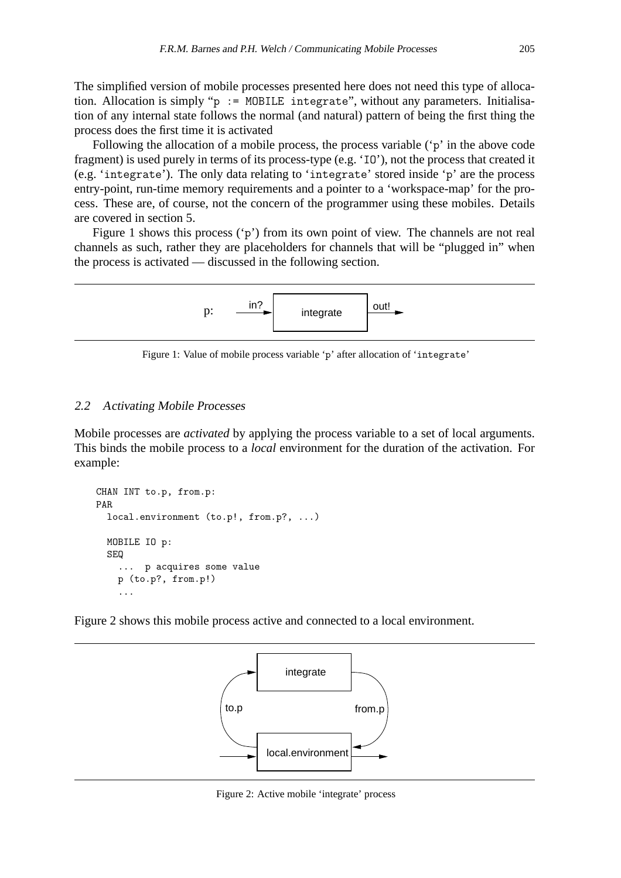The simplified version of mobile processes presented here does not need this type of allocation. Allocation is simply "`p := MOBILE integrate`", without any parameters. Initialisation of any internal state follows the normal (and natural) pattern of being the first thing the process does the first time it is activated

Following the allocation of a mobile process, the process variable ('`p`' in the above code fragment) is used purely in terms of its process-type (e.g. '`IO`'), not the process that created it (e.g. '`integrate`'). The only data relating to '`integrate`' stored inside '`p`' are the process entry-point, run-time memory requirements and a pointer to a 'workspace-map' for the process. These are, of course, not the concern of the programmer using these mobiles. Details are covered in section 5.

Figure 1 shows this process ('`p`') from its own point of view. The channels are not real channels as such, rather they are placeholders for channels that will be "plugged in" when the process is activated — discussed in the following section.

Figure 1: Value of mobile process variable '`p`' after allocation of '`integrate`'

### 2.2 Activating Mobile Processes

Mobile processes are *activated* by applying the process variable to a set of local arguments. This binds the mobile process to a *local* environment for the duration of the activation. For example:

```
CHAN INT to.p, from.p:
PAR
  local.environment (to.p!, from.p?, ...)

  MOBILE IO p:
  SEQ
    ...  p acquires some value
    p (to.p?, from.p!)
    ...
```

Figure 2 shows this mobile process active and connected to a local environment.

Figure 2: Active mobile 'integrate' process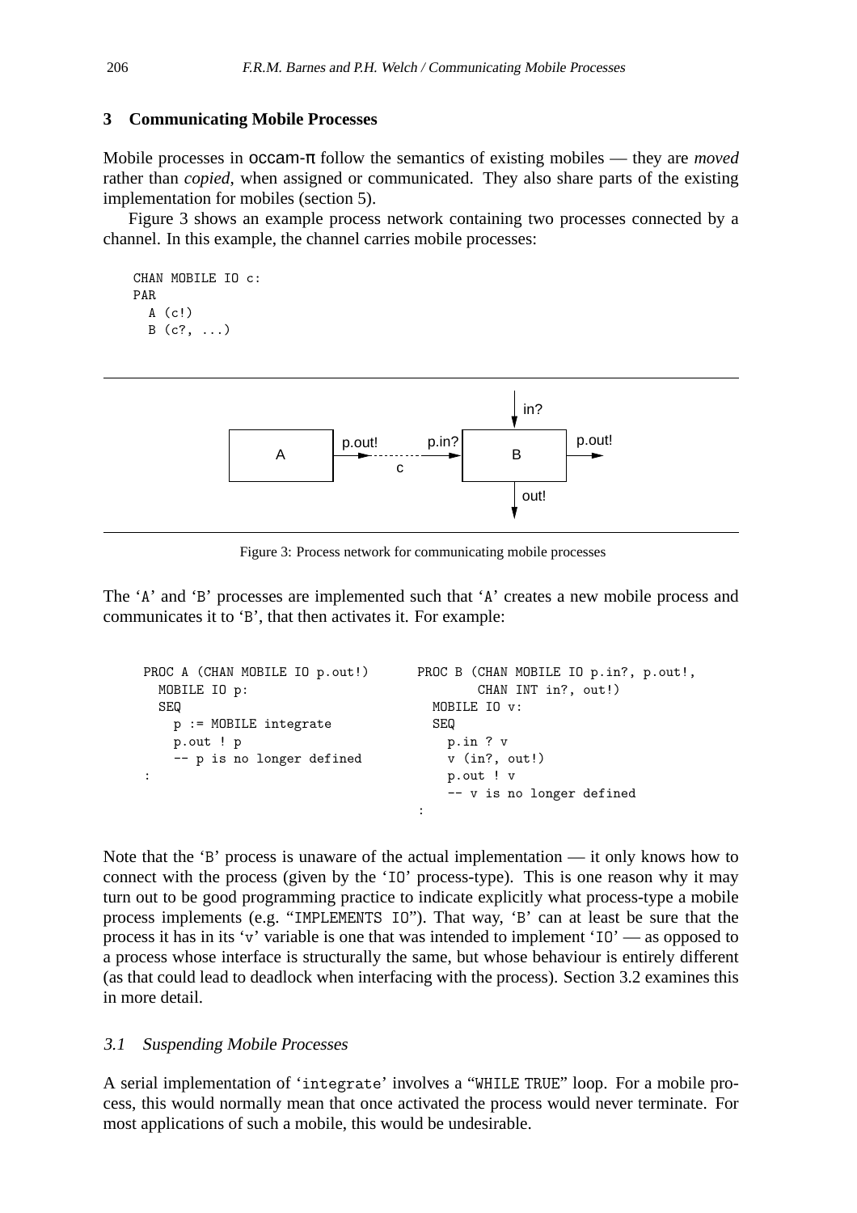## 3 Communicating Mobile Processes

Mobile processes in occam-π follow the semantics of existing mobiles — they are *moved* rather than *copied*, when assigned or communicated. They also share parts of the existing implementation for mobiles (section 5).

Figure 3 shows an example process network containing two processes connected by a channel. In this example, the channel carries mobile processes:

```
CHAN MOBILE IO c:
PAR
  A (c!)
  B (c?, ...)
```

Figure 3: Process network for communicating mobile processes

The '`A`' and '`B`' processes are implemented such that '`A`' creates a new mobile process and communicates it to '`B`', that then activates it. For example:

```
PROC A (CHAN MOBILE IO p.out!)
  MOBILE IO p:
  SEQ
    p := MOBILE integrate
    p.out ! p
    -- p is no longer defined
:
```

```
PROC B (CHAN MOBILE IO p.in?, p.out!,
        CHAN INT in?, out!)
  MOBILE IO v:
  SEQ
    p.in ? v
    v (in?, out!)
    p.out ! v
    -- v is no longer defined
:
```

Note that the '`B`' process is unaware of the actual implementation — it only knows how to connect with the process (given by the '`IO`' process-type). This is one reason why it may turn out to be good programming practice to indicate explicitly what process-type a mobile process implements (e.g. "`IMPLEMENTS IO`"). That way, '`B`' can at least be sure that the process it has in its '`v`' variable is one that was intended to implement '`IO`' — as opposed to a process whose interface is structurally the same, but whose behaviour is entirely different (as that could lead to deadlock when interfacing with the process). Section 3.2 examines this in more detail.

### 3.1 Suspending Mobile Processes

A serial implementation of '`integrate`' involves a "`WHILE TRUE`" loop. For a mobile process, this would normally mean that once activated the process would never terminate. For most applications of such a mobile, this would be undesirable.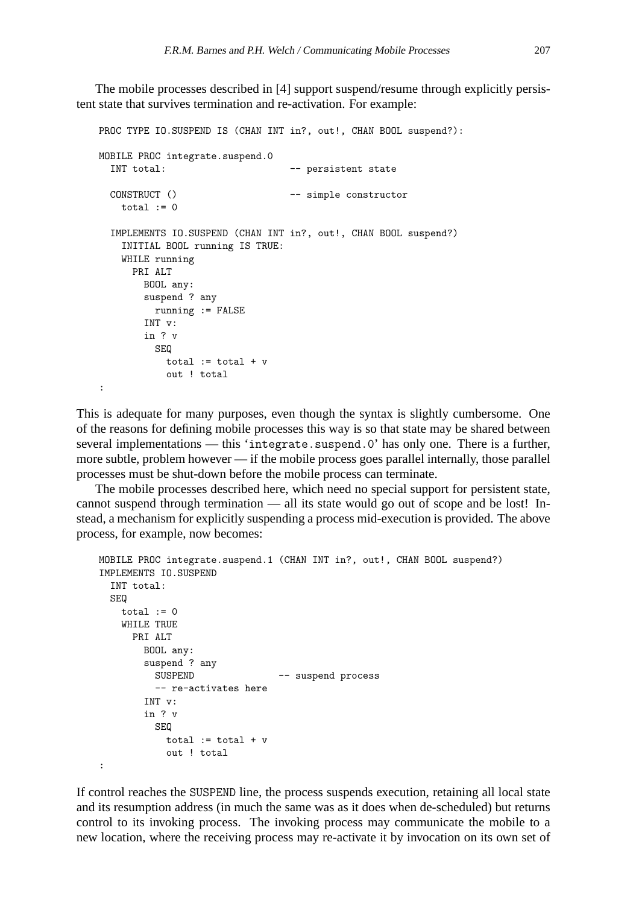The mobile processes described in [4] support suspend/resume through explicitly persistent state that survives termination and re-activation. For example:

```
PROC TYPE IO.SUSPEND IS (CHAN INT in?, out!, CHAN BOOL suspend?):

MOBILE PROC integrate.suspend.0
  INT total:                      -- persistent state

  CONSTRUCT ()                    -- simple constructor
    total := 0

  IMPLEMENTS IO.SUSPEND (CHAN INT in?, out!, CHAN BOOL suspend?)
    INITIAL BOOL running IS TRUE:
    WHILE running
      PRI ALT
        BOOL any:
        suspend ? any
          running := FALSE
        INT v:
        in ? v
          SEQ
            total := total + v
            out ! total
:
```

This is adequate for many purposes, even though the syntax is slightly cumbersome. One of the reasons for defining mobile processes this way is so that state may be shared between several implementations — this '`integrate.suspend.0`' has only one. There is a further, more subtle, problem however — if the mobile process goes parallel internally, those parallel processes must be shut-down before the mobile process can terminate.

The mobile processes described here, which need no special support for persistent state, cannot suspend through termination — all its state would go out of scope and be lost! Instead, a mechanism for explicitly suspending a process mid-execution is provided. The above process, for example, now becomes:

```
MOBILE PROC integrate.suspend.1 (CHAN INT in?, out!, CHAN BOOL suspend?)
IMPLEMENTS IO.SUSPEND
  INT total:
  SEQ
    total := 0
    WHILE TRUE
      PRI ALT
        BOOL any:
        suspend ? any
          SUSPEND               -- suspend process
          -- re-activates here
        INT v:
        in ? v
          SEQ
            total := total + v
            out ! total
:
```

If control reaches the `SUSPEND` line, the process suspends execution, retaining all local state and its resumption address (in much the same was as it does when de-scheduled) but returns control to its invoking process. The invoking process may communicate the mobile to a new location, where the receiving process may re-activate it by invocation on its own set of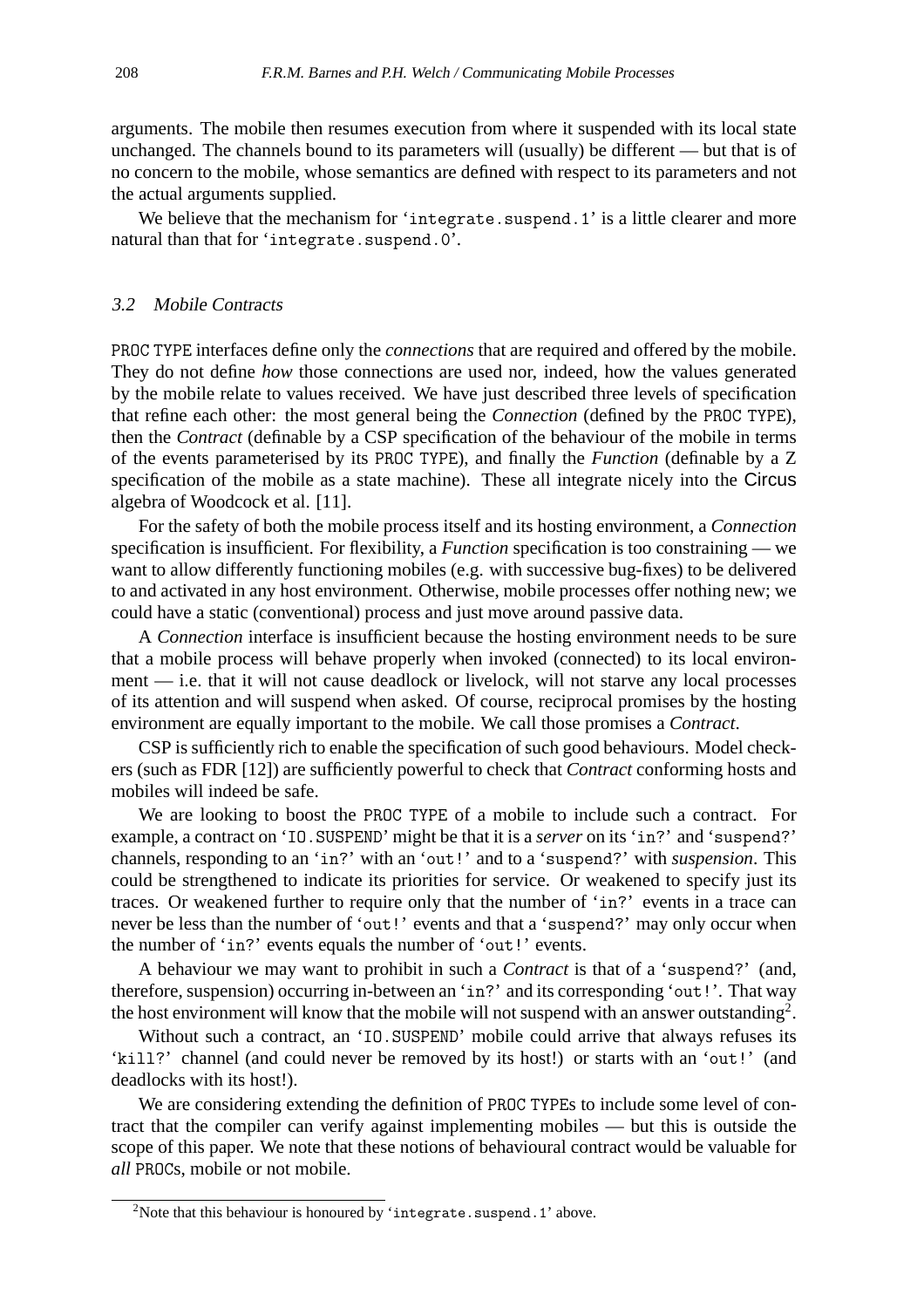arguments. The mobile then resumes execution from where it suspended with its local state unchanged. The channels bound to its parameters will (usually) be different — but that is of no concern to the mobile, whose semantics are defined with respect to its parameters and not the actual arguments supplied.

We believe that the mechanism for '`integrate.suspend.1`' is a little clearer and more natural than that for '`integrate.suspend.0`'.

### 3.2 Mobile Contracts

`PROC TYPE` interfaces define only the *connections* that are required and offered by the mobile. They do not define *how* those connections are used nor, indeed, how the values generated by the mobile relate to values received. We have just described three levels of specification that refine each other: the most general being the *Connection* (defined by the `PROC TYPE`), then the *Contract* (definable by a CSP specification of the behaviour of the mobile in terms of the events parameterised by its `PROC TYPE`), and finally the *Function* (definable by a Z specification of the mobile as a state machine). These all integrate nicely into the Circus algebra of Woodcock et al. [11].

For the safety of both the mobile process itself and its hosting environment, a *Connection* specification is insufficient. For flexibility, a *Function* specification is too constraining — we want to allow differently functioning mobiles (e.g. with successive bug-fixes) to be delivered to and activated in any host environment. Otherwise, mobile processes offer nothing new; we could have a static (conventional) process and just move around passive data.

A *Connection* interface is insufficient because the hosting environment needs to be sure that a mobile process will behave properly when invoked (connected) to its local environment — i.e. that it will not cause deadlock or livelock, will not starve any local processes of its attention and will suspend when asked. Of course, reciprocal promises by the hosting environment are equally important to the mobile. We call those promises a *Contract*.

CSP is sufficiently rich to enable the specification of such good behaviours. Model checkers (such as FDR [12]) are sufficiently powerful to check that *Contract* conforming hosts and mobiles will indeed be safe.

We are looking to boost the `PROC TYPE` of a mobile to include such a contract. For example, a contract on '`IO.SUSPEND`' might be that it is a *server* on its '`in?`' and '`suspend?`' channels, responding to an '`in?`' with an '`out!`' and to a '`suspend?`' with *suspension*. This could be strengthened to indicate its priorities for service. Or weakened to specify just its traces. Or weakened further to require only that the number of '`in?`' events in a trace can never be less than the number of '`out!`' events and that a '`suspend?`' may only occur when the number of '`in?`' events equals the number of '`out!`' events.

A behaviour we may want to prohibit in such a *Contract* is that of a '`suspend?`' (and, therefore, suspension) occurring in-between an '`in?`' and its corresponding '`out!`'. That way the host environment will know that the mobile will not suspend with an answer outstanding[2].

Without such a contract, an '`IO.SUSPEND`' mobile could arrive that always refuses its '`kill?`' channel (and could never be removed by its host!) or starts with an '`out!`' (and deadlocks with its host!).

We are considering extending the definition of `PROC TYPE`s to include some level of contract that the compiler can verify against implementing mobiles — but this is outside the scope of this paper. We note that these notions of behavioural contract would be valuable for *all* `PROC`s, mobile or not mobile.

---

[2]Note that this behaviour is honoured by '`integrate.suspend.1`' above.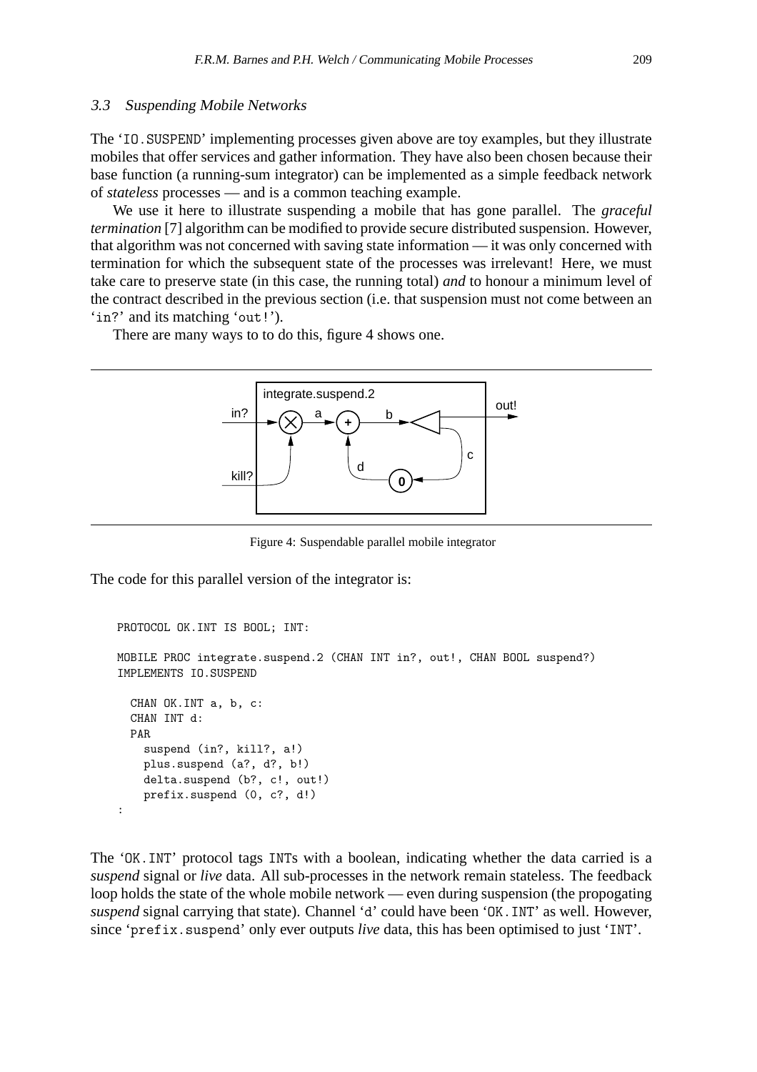### 3.3 Suspending Mobile Networks

The 'IO.SUSPEND' implementing processes given above are toy examples, but they illustrate mobiles that offer services and gather information. They have also been chosen because their base function (a running-sum integrator) can be implemented as a simple feedback network of *stateless* processes — and is a common teaching example.

We use it here to illustrate suspending a mobile that has gone parallel. The *graceful termination* [7] algorithm can be modified to provide secure distributed suspension. However, that algorithm was not concerned with saving state information — it was only concerned with termination for which the subsequent state of the processes was irrelevant! Here, we must take care to preserve state (in this case, the running total) *and* to honour a minimum level of the contract described in the previous section (i.e. that suspension must not come between an 'in?' and its matching 'out!').

There are many ways to to do this, figure 4 shows one.

Figure 4: Suspendable parallel mobile integrator

The code for this parallel version of the integrator is:

```
PROTOCOL OK.INT IS BOOL; INT:

MOBILE PROC integrate.suspend.2 (CHAN INT in?, out!, CHAN BOOL suspend?)
IMPLEMENTS IO.SUSPEND

  CHAN OK.INT a, b, c:
  CHAN INT d:
  PAR
    suspend (in?, kill?, a!)
    plus.suspend (a?, d?, b!)
    delta.suspend (b?, c!, out!)
    prefix.suspend (0, c?, d!)
:
```

The 'OK.INT' protocol tags INTs with a boolean, indicating whether the data carried is a *suspend* signal or *live* data. All sub-processes in the network remain stateless. The feedback loop holds the state of the whole mobile network — even during suspension (the propogating *suspend* signal carrying that state). Channel 'd' could have been 'OK.INT' as well. However, since 'prefix.suspend' only ever outputs *live* data, this has been optimised to just 'INT'.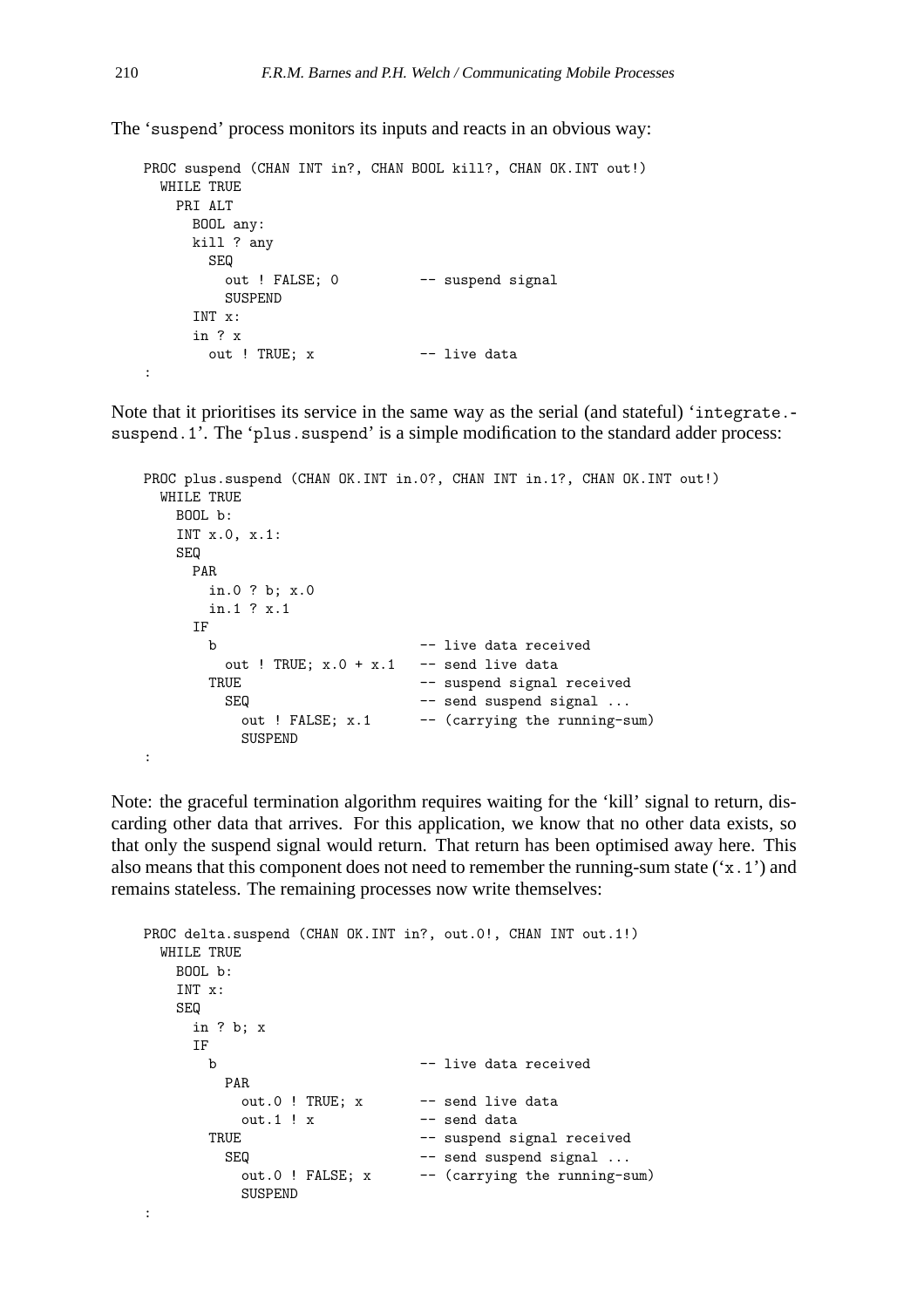The 'suspend' process monitors its inputs and reacts in an obvious way:

```
PROC suspend (CHAN INT in?, CHAN BOOL kill?, CHAN OK.INT out!)
  WHILE TRUE
    PRI ALT
      BOOL any:
      kill ? any
        SEQ
          out ! FALSE; 0          -- suspend signal
          SUSPEND
      INT x:
      in ? x
        out ! TRUE; x             -- live data
:
```

Note that it prioritises its service in the same way as the serial (and stateful) 'integrate.-suspend.1'. The 'plus.suspend' is a simple modification to the standard adder process:

```
PROC plus.suspend (CHAN OK.INT in.0?, CHAN INT in.1?, CHAN OK.INT out!)
  WHILE TRUE
    BOOL b:
    INT x.0, x.1:
    SEQ
      PAR
        in.0 ? b; x.0
        in.1 ? x.1
      IF
        b                         -- live data received
          out ! TRUE; x.0 + x.1   -- send live data
        TRUE                      -- suspend signal received
          SEQ                     -- send suspend signal ...
            out ! FALSE; x.1      -- (carrying the running-sum)
            SUSPEND
:
```

Note: the graceful termination algorithm requires waiting for the 'kill' signal to return, discarding other data that arrives. For this application, we know that no other data exists, so that only the suspend signal would return. That return has been optimised away here. This also means that this component does not need to remember the running-sum state ('x.1') and remains stateless. The remaining processes now write themselves:

```
PROC delta.suspend (CHAN OK.INT in?, out.0!, CHAN INT out.1!)
  WHILE TRUE
    BOOL b:
    INT x:
    SEQ
      in ? b; x
      IF
        b                         -- live data received
          PAR
            out.0 ! TRUE; x       -- send live data
            out.1 ! x             -- send data
        TRUE                      -- suspend signal received
          SEQ                     -- send suspend signal ...
            out.0 ! FALSE; x      -- (carrying the running-sum)
            SUSPEND
:
```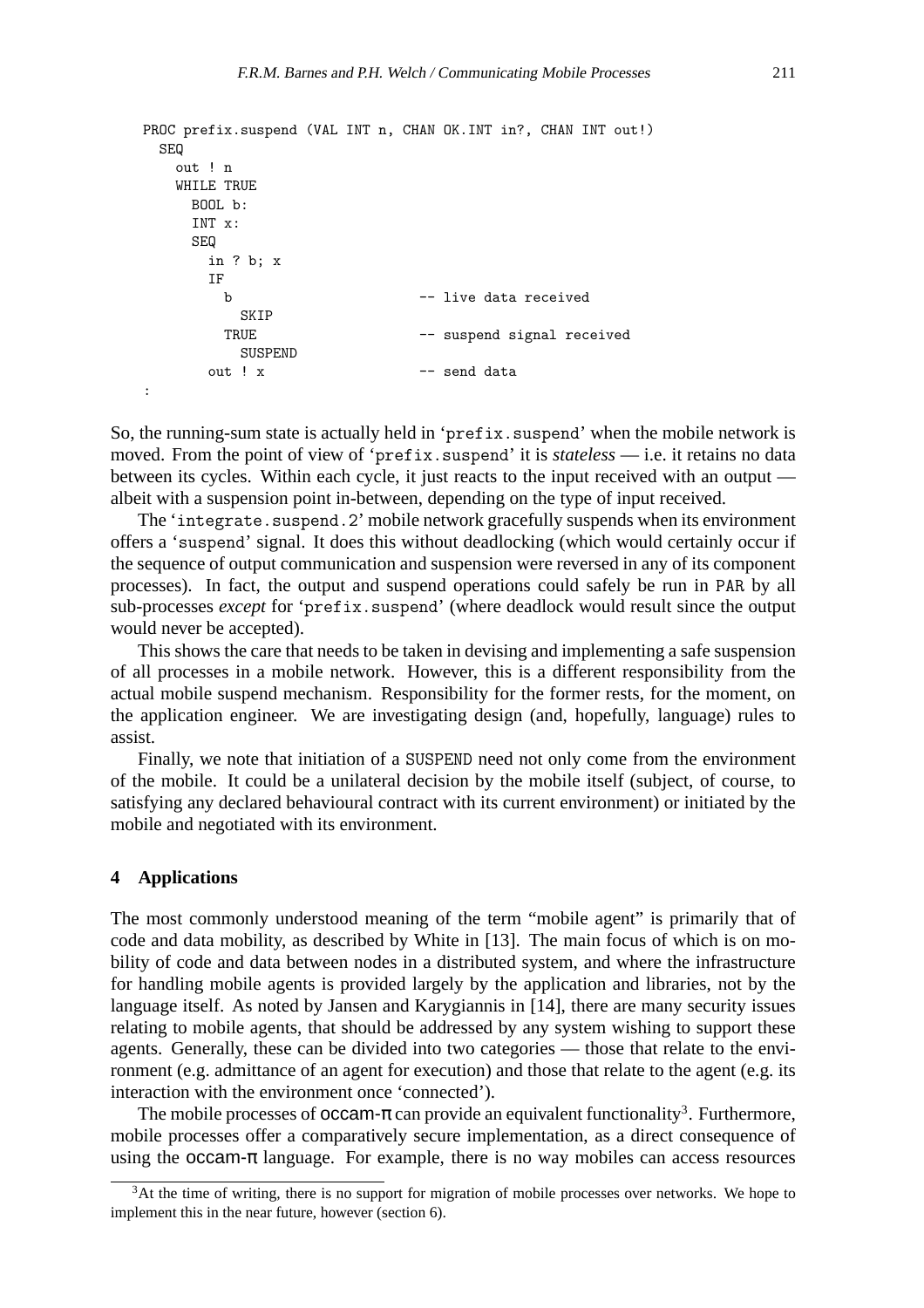```
PROC prefix.suspend (VAL INT n, CHAN OK.INT in?, CHAN INT out!)
  SEQ
    out ! n
    WHILE TRUE
      BOOL b:
      INT x:
      SEQ
        in ? b; x
        IF
          b                       -- live data received
            SKIP
          TRUE                    -- suspend signal received
            SUSPEND
        out ! x                   -- send data
:
```

So, the running-sum state is actually held in 'prefix.suspend' when the mobile network is moved. From the point of view of 'prefix.suspend' it is *stateless* — i.e. it retains no data between its cycles. Within each cycle, it just reacts to the input received with an output — albeit with a suspension point in-between, depending on the type of input received.

The 'integrate.suspend.2' mobile network gracefully suspends when its environment offers a 'suspend' signal. It does this without deadlocking (which would certainly occur if the sequence of output communication and suspension were reversed in any of its component processes). In fact, the output and suspend operations could safely be run in PAR by all sub-processes *except* for 'prefix.suspend' (where deadlock would result since the output would never be accepted).

This shows the care that needs to be taken in devising and implementing a safe suspension of all processes in a mobile network. However, this is a different responsibility from the actual mobile suspend mechanism. Responsibility for the former rests, for the moment, on the application engineer. We are investigating design (and, hopefully, language) rules to assist.

Finally, we note that initiation of a SUSPEND need not only come from the environment of the mobile. It could be a unilateral decision by the mobile itself (subject, of course, to satisfying any declared behavioural contract with its current environment) or initiated by the mobile and negotiated with its environment.

## 4 Applications

The most commonly understood meaning of the term "mobile agent" is primarily that of code and data mobility, as described by White in [13]. The main focus of which is on mobility of code and data between nodes in a distributed system, and where the infrastructure for handling mobile agents is provided largely by the application and libraries, not by the language itself. As noted by Jansen and Karygiannis in [14], there are many security issues relating to mobile agents, that should be addressed by any system wishing to support these agents. Generally, these can be divided into two categories — those that relate to the environment (e.g. admittance of an agent for execution) and those that relate to the agent (e.g. its interaction with the environment once 'connected').

The mobile processes of occam-π can provide an equivalent functionality[3]. Furthermore, mobile processes offer a comparatively secure implementation, as a direct consequence of using the occam-π language. For example, there is no way mobiles can access resources

[3] At the time of writing, there is no support for migration of mobile processes over networks. We hope to implement this in the near future, however (section 6).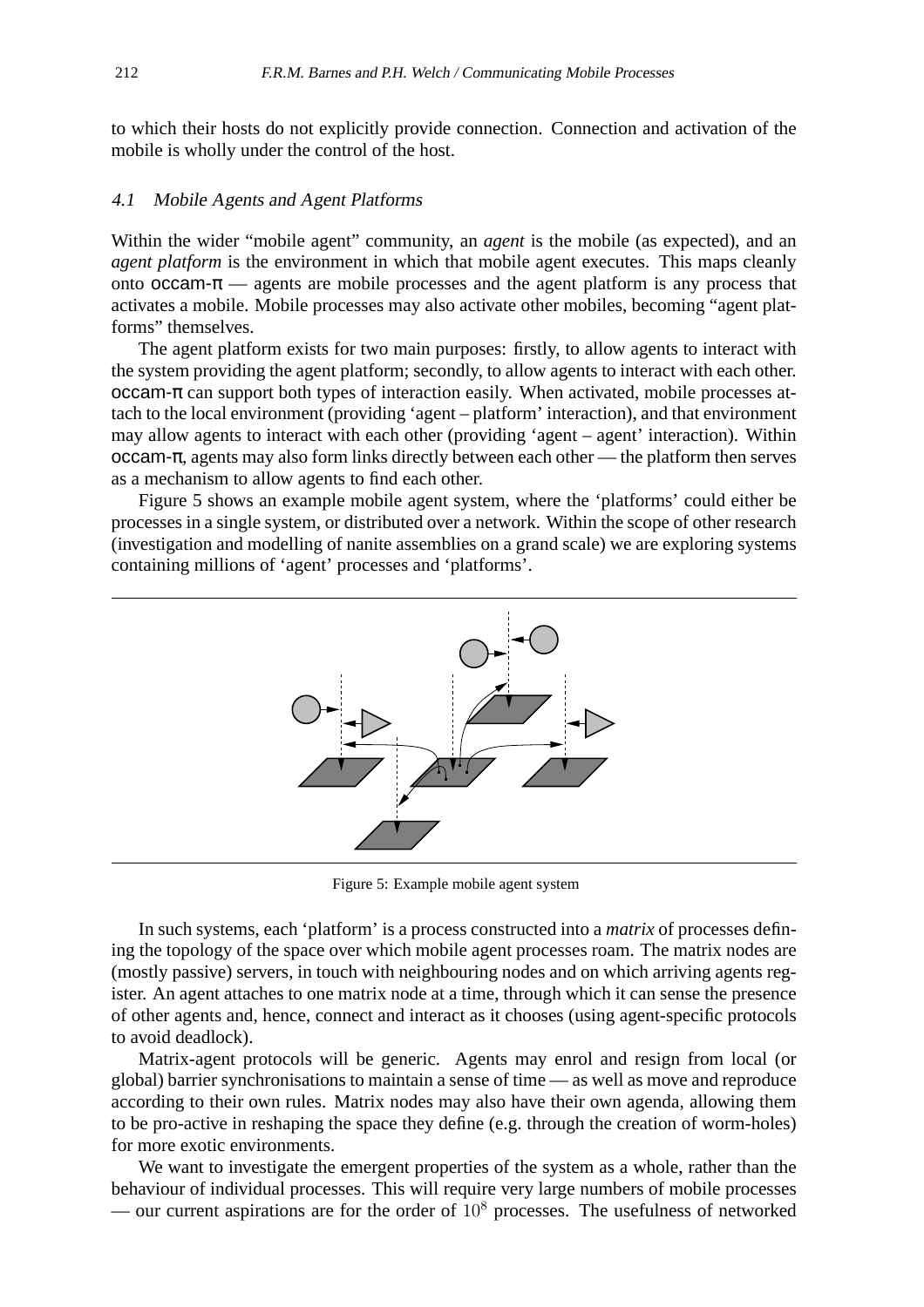to which their hosts do not explicitly provide connection. Connection and activation of the mobile is wholly under the control of the host.

### 4.1 Mobile Agents and Agent Platforms

Within the wider "mobile agent" community, an *agent* is the mobile (as expected), and an *agent platform* is the environment in which that mobile agent executes. This maps cleanly onto occam-π — agents are mobile processes and the agent platform is any process that activates a mobile. Mobile processes may also activate other mobiles, becoming "agent platforms" themselves.

The agent platform exists for two main purposes: firstly, to allow agents to interact with the system providing the agent platform; secondly, to allow agents to interact with each other. occam-π can support both types of interaction easily. When activated, mobile processes attach to the local environment (providing 'agent – platform' interaction), and that environment may allow agents to interact with each other (providing 'agent – agent' interaction). Within occam-π, agents may also form links directly between each other — the platform then serves as a mechanism to allow agents to find each other.

Figure 5 shows an example mobile agent system, where the 'platforms' could either be processes in a single system, or distributed over a network. Within the scope of other research (investigation and modelling of nanite assemblies on a grand scale) we are exploring systems containing millions of 'agent' processes and 'platforms'.

Figure 5: Example mobile agent system

In such systems, each 'platform' is a process constructed into a *matrix* of processes defining the topology of the space over which mobile agent processes roam. The matrix nodes are (mostly passive) servers, in touch with neighbouring nodes and on which arriving agents register. An agent attaches to one matrix node at a time, through which it can sense the presence of other agents and, hence, connect and interact as it chooses (using agent-specific protocols to avoid deadlock).

Matrix-agent protocols will be generic. Agents may enrol and resign from local (or global) barrier synchronisations to maintain a sense of time — as well as move and reproduce according to their own rules. Matrix nodes may also have their own agenda, allowing them to be pro-active in reshaping the space they define (e.g. through the creation of worm-holes) for more exotic environments.

We want to investigate the emergent properties of the system as a whole, rather than the behaviour of individual processes. This will require very large numbers of mobile processes — our current aspirations are for the order of $10^8$ processes. The usefulness of networked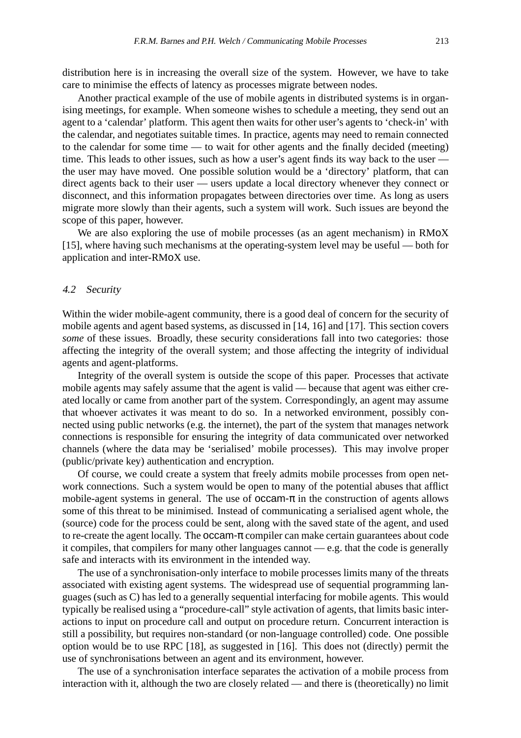distribution here is in increasing the overall size of the system. However, we have to take care to minimise the effects of latency as processes migrate between nodes.

Another practical example of the use of mobile agents in distributed systems is in organising meetings, for example. When someone wishes to schedule a meeting, they send out an agent to a 'calendar' platform. This agent then waits for other user's agents to 'check-in' with the calendar, and negotiates suitable times. In practice, agents may need to remain connected to the calendar for some time — to wait for other agents and the finally decided (meeting) time. This leads to other issues, such as how a user's agent finds its way back to the user — the user may have moved. One possible solution would be a 'directory' platform, that can direct agents back to their user — users update a local directory whenever they connect or disconnect, and this information propagates between directories over time. As long as users migrate more slowly than their agents, such a system will work. Such issues are beyond the scope of this paper, however.

We are also exploring the use of mobile processes (as an agent mechanism) in RMoX [15], where having such mechanisms at the operating-system level may be useful — both for application and inter-RMoX use.

### 4.2 Security

Within the wider mobile-agent community, there is a good deal of concern for the security of mobile agents and agent based systems, as discussed in [14, 16] and [17]. This section covers *some* of these issues. Broadly, these security considerations fall into two categories: those affecting the integrity of the overall system; and those affecting the integrity of individual agents and agent-platforms.

Integrity of the overall system is outside the scope of this paper. Processes that activate mobile agents may safely assume that the agent is valid — because that agent was either created locally or came from another part of the system. Correspondingly, an agent may assume that whoever activates it was meant to do so. In a networked environment, possibly connected using public networks (e.g. the internet), the part of the system that manages network connections is responsible for ensuring the integrity of data communicated over networked channels (where the data may be 'serialised' mobile processes). This may involve proper (public/private key) authentication and encryption.

Of course, we could create a system that freely admits mobile processes from open network connections. Such a system would be open to many of the potential abuses that afflict mobile-agent systems in general. The use of occam-π in the construction of agents allows some of this threat to be minimised. Instead of communicating a serialised agent whole, the (source) code for the process could be sent, along with the saved state of the agent, and used to re-create the agent locally. The occam-π compiler can make certain guarantees about code it compiles, that compilers for many other languages cannot — e.g. that the code is generally safe and interacts with its environment in the intended way.

The use of a synchronisation-only interface to mobile processes limits many of the threats associated with existing agent systems. The widespread use of sequential programming languages (such as C) has led to a generally sequential interfacing for mobile agents. This would typically be realised using a "procedure-call" style activation of agents, that limits basic interactions to input on procedure call and output on procedure return. Concurrent interaction is still a possibility, but requires non-standard (or non-language controlled) code. One possible option would be to use RPC [18], as suggested in [16]. This does not (directly) permit the use of synchronisations between an agent and its environment, however.

The use of a synchronisation interface separates the activation of a mobile process from interaction with it, although the two are closely related — and there is (theoretically) no limit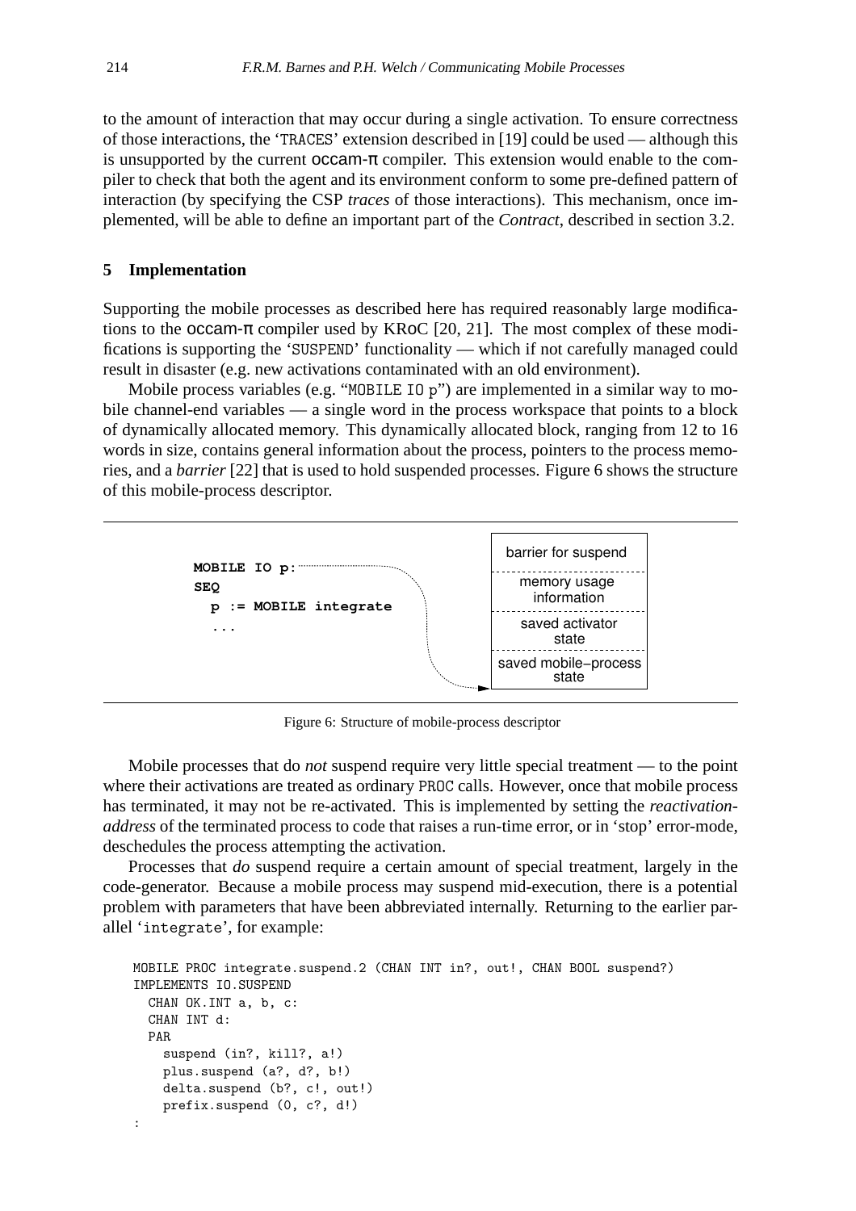to the amount of interaction that may occur during a single activation. To ensure correctness of those interactions, the 'TRACES' extension described in [19] could be used — although this is unsupported by the current occam-π compiler. This extension would enable to the compiler to check that both the agent and its environment conform to some pre-defined pattern of interaction (by specifying the CSP *traces* of those interactions). This mechanism, once implemented, will be able to define an important part of the *Contract*, described in section 3.2.

## 5 Implementation

Supporting the mobile processes as described here has required reasonably large modifications to the occam-π compiler used by KRoC [20, 21]. The most complex of these modifications is supporting the 'SUSPEND' functionality — which if not carefully managed could result in disaster (e.g. new activations contaminated with an old environment).

Mobile process variables (e.g. "MOBILE IO p") are implemented in a similar way to mobile channel-end variables — a single word in the process workspace that points to a block of dynamically allocated memory. This dynamically allocated block, ranging from 12 to 16 words in size, contains general information about the process, pointers to the process memories, and a *barrier* [22] that is used to hold suspended processes. Figure 6 shows the structure of this mobile-process descriptor.

```
MOBILE IO p:
SEQ
  p := MOBILE integrate
  ...
```

| barrier for suspend |
| --- |
| memory usage information |
| saved activator state |
| saved mobile−process state |

Figure 6: Structure of mobile-process descriptor

Mobile processes that do *not* suspend require very little special treatment — to the point where their activations are treated as ordinary PROC calls. However, once that mobile process has terminated, it may not be re-activated. This is implemented by setting the *reactivation-address* of the terminated process to code that raises a run-time error, or in 'stop' error-mode, deschedules the process attempting the activation.

Processes that *do* suspend require a certain amount of special treatment, largely in the code-generator. Because a mobile process may suspend mid-execution, there is a potential problem with parameters that have been abbreviated internally. Returning to the earlier parallel 'integrate', for example:

```
MOBILE PROC integrate.suspend.2 (CHAN INT in?, out!, CHAN BOOL suspend?)
IMPLEMENTS IO.SUSPEND
  CHAN OK.INT a, b, c:
  CHAN INT d:
  PAR
    suspend (in?, kill?, a!)
    plus.suspend (a?, d?, b!)
    delta.suspend (b?, c!, out!)
    prefix.suspend (0, c?, d!)
:
```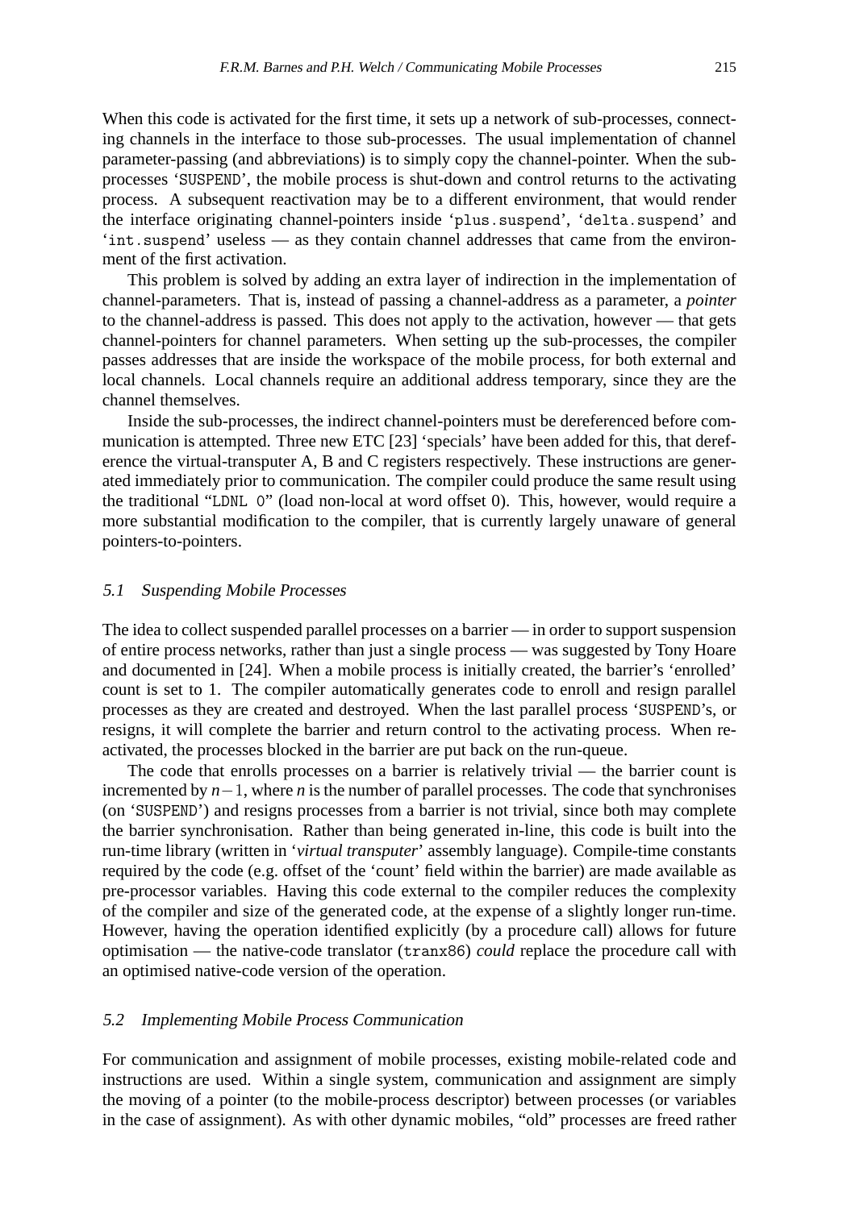When this code is activated for the first time, it sets up a network of sub-processes, connecting channels in the interface to those sub-processes. The usual implementation of channel parameter-passing (and abbreviations) is to simply copy the channel-pointer. When the sub-processes '`SUSPEND`', the mobile process is shut-down and control returns to the activating process. A subsequent reactivation may be to a different environment, that would render the interface originating channel-pointers inside '`plus.suspend`', '`delta.suspend`' and '`int.suspend`' useless — as they contain channel addresses that came from the environment of the first activation.

This problem is solved by adding an extra layer of indirection in the implementation of channel-parameters. That is, instead of passing a channel-address as a parameter, a *pointer* to the channel-address is passed. This does not apply to the activation, however — that gets channel-pointers for channel parameters. When setting up the sub-processes, the compiler passes addresses that are inside the workspace of the mobile process, for both external and local channels. Local channels require an additional address temporary, since they are the channel themselves.

Inside the sub-processes, the indirect channel-pointers must be dereferenced before communication is attempted. Three new ETC [23] 'specials' have been added for this, that dereference the virtual-transputer A, B and C registers respectively. These instructions are generated immediately prior to communication. The compiler could produce the same result using the traditional "`LDNL 0`" (load non-local at word offset 0). This, however, would require a more substantial modification to the compiler, that is currently largely unaware of general pointers-to-pointers.

### 5.1 Suspending Mobile Processes

The idea to collect suspended parallel processes on a barrier — in order to support suspension of entire process networks, rather than just a single process — was suggested by Tony Hoare and documented in [24]. When a mobile process is initially created, the barrier's 'enrolled' count is set to 1. The compiler automatically generates code to enroll and resign parallel processes as they are created and destroyed. When the last parallel process '`SUSPEND`'s, or resigns, it will complete the barrier and return control to the activating process. When reactivated, the processes blocked in the barrier are put back on the run-queue.

The code that enrolls processes on a barrier is relatively trivial — the barrier count is incremented by $n-1$, where $n$ is the number of parallel processes. The code that synchronises (on '`SUSPEND`') and resigns processes from a barrier is not trivial, since both may complete the barrier synchronisation. Rather than being generated in-line, this code is built into the run-time library (written in '*virtual transputer*' assembly language). Compile-time constants required by the code (e.g. offset of the 'count' field within the barrier) are made available as pre-processor variables. Having this code external to the compiler reduces the complexity of the compiler and size of the generated code, at the expense of a slightly longer run-time. However, having the operation identified explicitly (by a procedure call) allows for future optimisation — the native-code translator (`tranx86`) *could* replace the procedure call with an optimised native-code version of the operation.

### 5.2 Implementing Mobile Process Communication

For communication and assignment of mobile processes, existing mobile-related code and instructions are used. Within a single system, communication and assignment are simply the moving of a pointer (to the mobile-process descriptor) between processes (or variables in the case of assignment). As with other dynamic mobiles, "old" processes are freed rather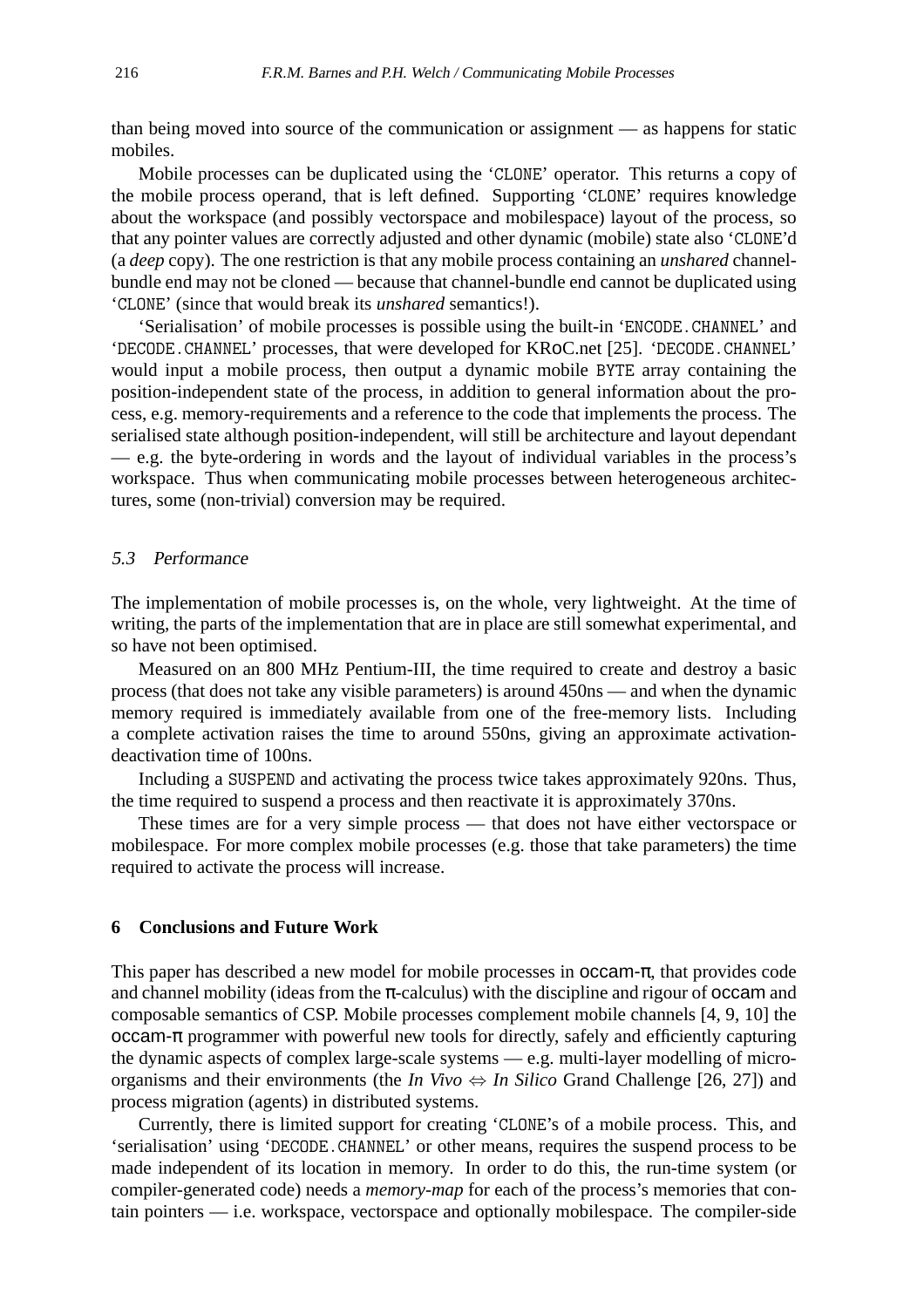than being moved into source of the communication or assignment — as happens for static mobiles.

Mobile processes can be duplicated using the 'CLONE' operator. This returns a copy of the mobile process operand, that is left defined. Supporting 'CLONE' requires knowledge about the workspace (and possibly vectorspace and mobilespace) layout of the process, so that any pointer values are correctly adjusted and other dynamic (mobile) state also 'CLONE'd (a *deep* copy). The one restriction is that any mobile process containing an *unshared* channel-bundle end may not be cloned — because that channel-bundle end cannot be duplicated using 'CLONE' (since that would break its *unshared* semantics!).

'Serialisation' of mobile processes is possible using the built-in 'ENCODE.CHANNEL' and 'DECODE.CHANNEL' processes, that were developed for KRoC.net [25]. 'DECODE.CHANNEL' would input a mobile process, then output a dynamic mobile BYTE array containing the position-independent state of the process, in addition to general information about the process, e.g. memory-requirements and a reference to the code that implements the process. The serialised state although position-independent, will still be architecture and layout dependant — e.g. the byte-ordering in words and the layout of individual variables in the process's workspace. Thus when communicating mobile processes between heterogeneous architectures, some (non-trivial) conversion may be required.

### 5.3 Performance

The implementation of mobile processes is, on the whole, very lightweight. At the time of writing, the parts of the implementation that are in place are still somewhat experimental, and so have not been optimised.

Measured on an 800 MHz Pentium-III, the time required to create and destroy a basic process (that does not take any visible parameters) is around 450ns — and when the dynamic memory required is immediately available from one of the free-memory lists. Including a complete activation raises the time to around 550ns, giving an approximate activation-deactivation time of 100ns.

Including a SUSPEND and activating the process twice takes approximately 920ns. Thus, the time required to suspend a process and then reactivate it is approximately 370ns.

These times are for a very simple process — that does not have either vectorspace or mobilespace. For more complex mobile processes (e.g. those that take parameters) the time required to activate the process will increase.

## 6 Conclusions and Future Work

This paper has described a new model for mobile processes in occam-π, that provides code and channel mobility (ideas from the π-calculus) with the discipline and rigour of occam and composable semantics of CSP. Mobile processes complement mobile channels [4, 9, 10] the occam-π programmer with powerful new tools for directly, safely and efficiently capturing the dynamic aspects of complex large-scale systems — e.g. multi-layer modelling of micro-organisms and their environments (the *In Vivo* ⇔ *In Silico* Grand Challenge [26, 27]) and process migration (agents) in distributed systems.

Currently, there is limited support for creating 'CLONE's of a mobile process. This, and 'serialisation' using 'DECODE.CHANNEL' or other means, requires the suspend process to be made independent of its location in memory. In order to do this, the run-time system (or compiler-generated code) needs a *memory-map* for each of the process's memories that contain pointers — i.e. workspace, vectorspace and optionally mobilespace. The compiler-side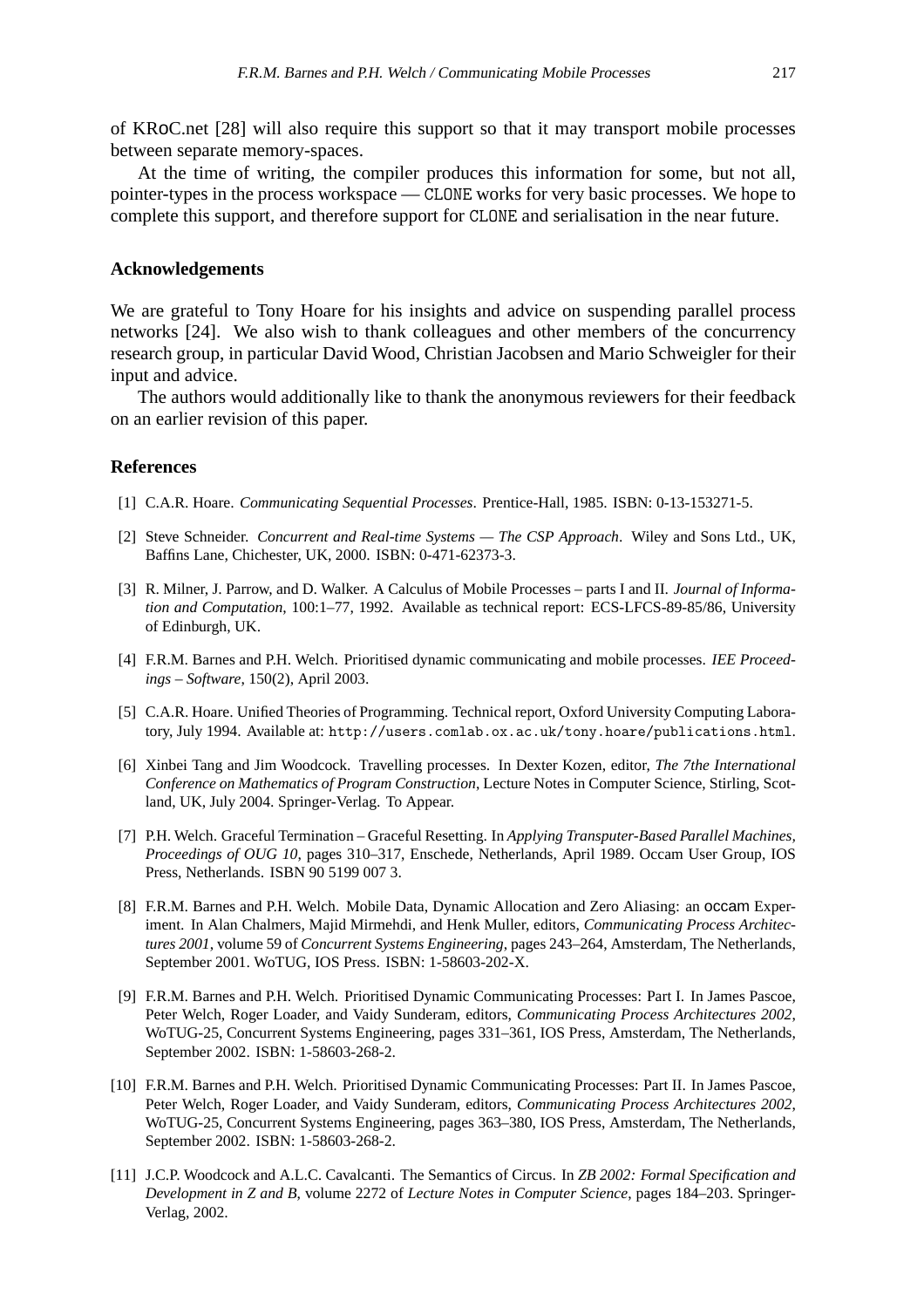of KRoC.net [28] will also require this support so that it may transport mobile processes between separate memory-spaces.

At the time of writing, the compiler produces this information for some, but not all, pointer-types in the process workspace — `CLONE` works for very basic processes. We hope to complete this support, and therefore support for `CLONE` and serialisation in the near future.

## Acknowledgements

We are grateful to Tony Hoare for his insights and advice on suspending parallel process networks [24]. We also wish to thank colleagues and other members of the concurrency research group, in particular David Wood, Christian Jacobsen and Mario Schweigler for their input and advice.

The authors would additionally like to thank the anonymous reviewers for their feedback on an earlier revision of this paper.

## References

[1] C.A.R. Hoare. *Communicating Sequential Processes*. Prentice-Hall, 1985. ISBN: 0-13-153271-5.

[2] Steve Schneider. *Concurrent and Real-time Systems — The CSP Approach*. Wiley and Sons Ltd., UK, Baffins Lane, Chichester, UK, 2000. ISBN: 0-471-62373-3.

[3] R. Milner, J. Parrow, and D. Walker. A Calculus of Mobile Processes – parts I and II. *Journal of Information and Computation*, 100:1–77, 1992. Available as technical report: ECS-LFCS-89-85/86, University of Edinburgh, UK.

[4] F.R.M. Barnes and P.H. Welch. Prioritised dynamic communicating and mobile processes. *IEE Proceedings – Software*, 150(2), April 2003.

[5] C.A.R. Hoare. Unified Theories of Programming. Technical report, Oxford University Computing Laboratory, July 1994. Available at: `http://users.comlab.ox.ac.uk/tony.hoare/publications.html`.

[6] Xinbei Tang and Jim Woodcock. Travelling processes. In Dexter Kozen, editor, *The 7the International Conference on Mathematics of Program Construction*, Lecture Notes in Computer Science, Stirling, Scotland, UK, July 2004. Springer-Verlag. To Appear.

[7] P.H. Welch. Graceful Termination – Graceful Resetting. In *Applying Transputer-Based Parallel Machines, Proceedings of OUG 10*, pages 310–317, Enschede, Netherlands, April 1989. Occam User Group, IOS Press, Netherlands. ISBN 90 5199 007 3.

[8] F.R.M. Barnes and P.H. Welch. Mobile Data, Dynamic Allocation and Zero Aliasing: an occam Experiment. In Alan Chalmers, Majid Mirmehdi, and Henk Muller, editors, *Communicating Process Architectures 2001*, volume 59 of *Concurrent Systems Engineering*, pages 243–264, Amsterdam, The Netherlands, September 2001. WoTUG, IOS Press. ISBN: 1-58603-202-X.

[9] F.R.M. Barnes and P.H. Welch. Prioritised Dynamic Communicating Processes: Part I. In James Pascoe, Peter Welch, Roger Loader, and Vaidy Sunderam, editors, *Communicating Process Architectures 2002*, WoTUG-25, Concurrent Systems Engineering, pages 331–361, IOS Press, Amsterdam, The Netherlands, September 2002. ISBN: 1-58603-268-2.

[10] F.R.M. Barnes and P.H. Welch. Prioritised Dynamic Communicating Processes: Part II. In James Pascoe, Peter Welch, Roger Loader, and Vaidy Sunderam, editors, *Communicating Process Architectures 2002*, WoTUG-25, Concurrent Systems Engineering, pages 363–380, IOS Press, Amsterdam, The Netherlands, September 2002. ISBN: 1-58603-268-2.

[11] J.C.P. Woodcock and A.L.C. Cavalcanti. The Semantics of Circus. In *ZB 2002: Formal Specification and Development in Z and B*, volume 2272 of *Lecture Notes in Computer Science*, pages 184–203. Springer-Verlag, 2002.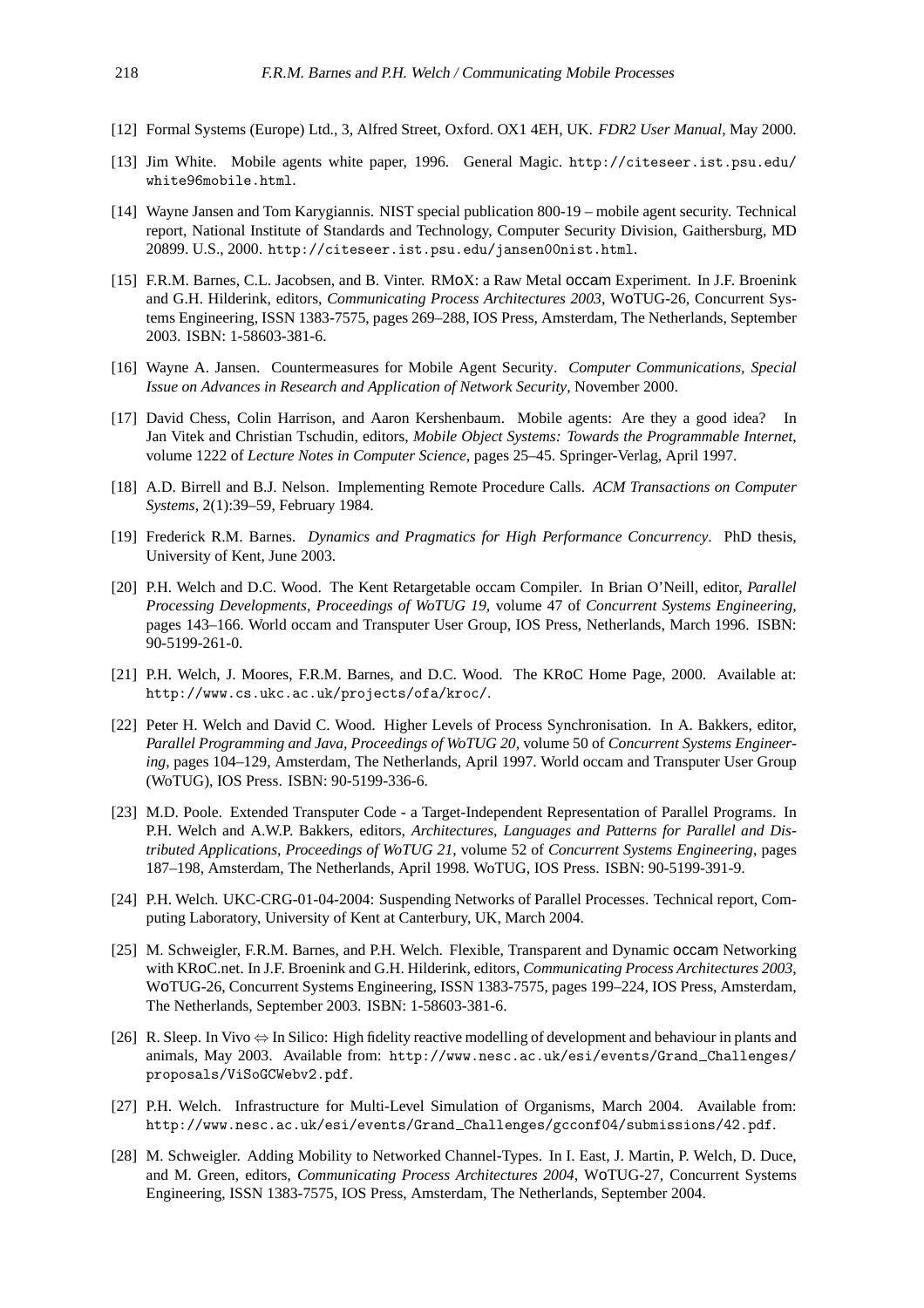[12] Formal Systems (Europe) Ltd., 3, Alfred Street, Oxford. OX1 4EH, UK. *FDR2 User Manual*, May 2000.

[13] Jim White. Mobile agents white paper, 1996. General Magic. http://citeseer.ist.psu.edu/white96mobile.html.

[14] Wayne Jansen and Tom Karygiannis. NIST special publication 800-19 – mobile agent security. Technical report, National Institute of Standards and Technology, Computer Security Division, Gaithersburg, MD 20899. U.S., 2000. http://citeseer.ist.psu.edu/jansen00nist.html.

[15] F.R.M. Barnes, C.L. Jacobsen, and B. Vinter. RMoX: a Raw Metal occam Experiment. In J.F. Broenink and G.H. Hilderink, editors, *Communicating Process Architectures 2003*, WoTUG-26, Concurrent Systems Engineering, ISSN 1383-7575, pages 269–288, IOS Press, Amsterdam, The Netherlands, September 2003. ISBN: 1-58603-381-6.

[16] Wayne A. Jansen. Countermeasures for Mobile Agent Security. *Computer Communications, Special Issue on Advances in Research and Application of Network Security*, November 2000.

[17] David Chess, Colin Harrison, and Aaron Kershenbaum. Mobile agents: Are they a good idea? In Jan Vitek and Christian Tschudin, editors, *Mobile Object Systems: Towards the Programmable Internet*, volume 1222 of *Lecture Notes in Computer Science*, pages 25–45. Springer-Verlag, April 1997.

[18] A.D. Birrell and B.J. Nelson. Implementing Remote Procedure Calls. *ACM Transactions on Computer Systems*, 2(1):39–59, February 1984.

[19] Frederick R.M. Barnes. *Dynamics and Pragmatics for High Performance Concurrency*. PhD thesis, University of Kent, June 2003.

[20] P.H. Welch and D.C. Wood. The Kent Retargetable occam Compiler. In Brian O'Neill, editor, *Parallel Processing Developments, Proceedings of WoTUG 19*, volume 47 of *Concurrent Systems Engineering*, pages 143–166. World occam and Transputer User Group, IOS Press, Netherlands, March 1996. ISBN: 90-5199-261-0.

[21] P.H. Welch, J. Moores, F.R.M. Barnes, and D.C. Wood. The KRoC Home Page, 2000. Available at: http://www.cs.ukc.ac.uk/projects/ofa/kroc/.

[22] Peter H. Welch and David C. Wood. Higher Levels of Process Synchronisation. In A. Bakkers, editor, *Parallel Programming and Java, Proceedings of WoTUG 20*, volume 50 of *Concurrent Systems Engineering*, pages 104–129, Amsterdam, The Netherlands, April 1997. World occam and Transputer User Group (WoTUG), IOS Press. ISBN: 90-5199-336-6.

[23] M.D. Poole. Extended Transputer Code - a Target-Independent Representation of Parallel Programs. In P.H. Welch and A.W.P. Bakkers, editors, *Architectures, Languages and Patterns for Parallel and Distributed Applications, Proceedings of WoTUG 21*, volume 52 of *Concurrent Systems Engineering*, pages 187–198, Amsterdam, The Netherlands, April 1998. WoTUG, IOS Press. ISBN: 90-5199-391-9.

[24] P.H. Welch. UKC-CRG-01-04-2004: Suspending Networks of Parallel Processes. Technical report, Computing Laboratory, University of Kent at Canterbury, UK, March 2004.

[25] M. Schweigler, F.R.M. Barnes, and P.H. Welch. Flexible, Transparent and Dynamic occam Networking with KRoC.net. In J.F. Broenink and G.H. Hilderink, editors, *Communicating Process Architectures 2003*, WoTUG-26, Concurrent Systems Engineering, ISSN 1383-7575, pages 199–224, IOS Press, Amsterdam, The Netherlands, September 2003. ISBN: 1-58603-381-6.

[26] R. Sleep. In Vivo ⇔ In Silico: High fidelity reactive modelling of development and behaviour in plants and animals, May 2003. Available from: http://www.nesc.ac.uk/esi/events/Grand_Challenges/proposals/ViSoGCWebv2.pdf.

[27] P.H. Welch. Infrastructure for Multi-Level Simulation of Organisms, March 2004. Available from: http://www.nesc.ac.uk/esi/events/Grand_Challenges/gcconf04/submissions/42.pdf.

[28] M. Schweigler. Adding Mobility to Networked Channel-Types. In I. East, J. Martin, P. Welch, D. Duce, and M. Green, editors, *Communicating Process Architectures 2004*, WoTUG-27, Concurrent Systems Engineering, ISSN 1383-7575, IOS Press, Amsterdam, The Netherlands, September 2004.